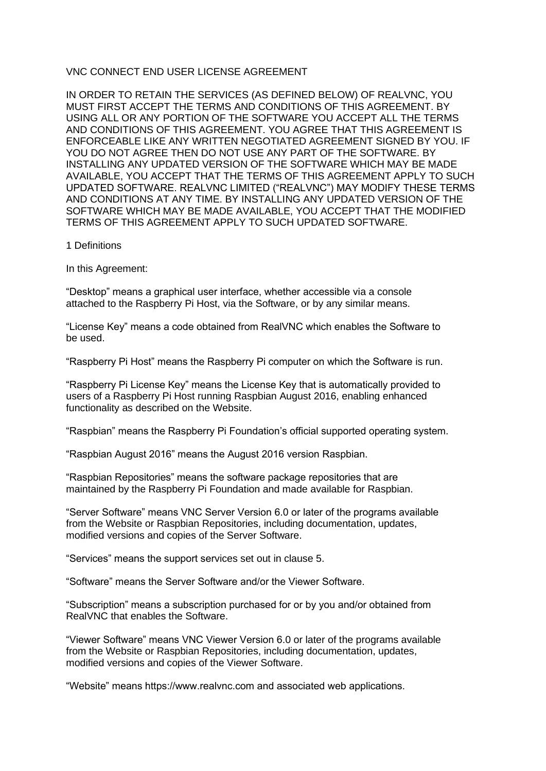# VNC CONNECT END USER LICENSE AGREEMENT

IN ORDER TO RETAIN THE SERVICES (AS DEFINED BELOW) OF REALVNC, YOU MUST FIRST ACCEPT THE TERMS AND CONDITIONS OF THIS AGREEMENT. BY USING ALL OR ANY PORTION OF THE SOFTWARE YOU ACCEPT ALL THE TERMS AND CONDITIONS OF THIS AGREEMENT. YOU AGREE THAT THIS AGREEMENT IS ENFORCEABLE LIKE ANY WRITTEN NEGOTIATED AGREEMENT SIGNED BY YOU. IF YOU DO NOT AGREE THEN DO NOT USE ANY PART OF THE SOFTWARE. BY INSTALLING ANY UPDATED VERSION OF THE SOFTWARE WHICH MAY BE MADE AVAILABLE, YOU ACCEPT THAT THE TERMS OF THIS AGREEMENT APPLY TO SUCH UPDATED SOFTWARE. REALVNC LIMITED ("REALVNC") MAY MODIFY THESE TERMS AND CONDITIONS AT ANY TIME. BY INSTALLING ANY UPDATED VERSION OF THE SOFTWARE WHICH MAY BE MADE AVAILABLE, YOU ACCEPT THAT THE MODIFIED TERMS OF THIS AGREEMENT APPLY TO SUCH UPDATED SOFTWARE.

## 1 Definitions

In this Agreement:

"Desktop" means a graphical user interface, whether accessible via a console attached to the Raspberry Pi Host, via the Software, or by any similar means.

"License Key" means a code obtained from RealVNC which enables the Software to be used.

"Raspberry Pi Host" means the Raspberry Pi computer on which the Software is run.

"Raspberry Pi License Key" means the License Key that is automatically provided to users of a Raspberry Pi Host running Raspbian August 2016, enabling enhanced functionality as described on the Website.

"Raspbian" means the Raspberry Pi Foundation's official supported operating system.

"Raspbian August 2016" means the August 2016 version Raspbian.

"Raspbian Repositories" means the software package repositories that are maintained by the Raspberry Pi Foundation and made available for Raspbian.

"Server Software" means VNC Server Version 6.0 or later of the programs available from the Website or Raspbian Repositories, including documentation, updates, modified versions and copies of the Server Software.

"Services" means the support services set out in clause 5.

"Software" means the Server Software and/or the Viewer Software.

"Subscription" means a subscription purchased for or by you and/or obtained from RealVNC that enables the Software.

"Viewer Software" means VNC Viewer Version 6.0 or later of the programs available from the Website or Raspbian Repositories, including documentation, updates, modified versions and copies of the Viewer Software.

"Website" means https://www.realvnc.com and associated web applications.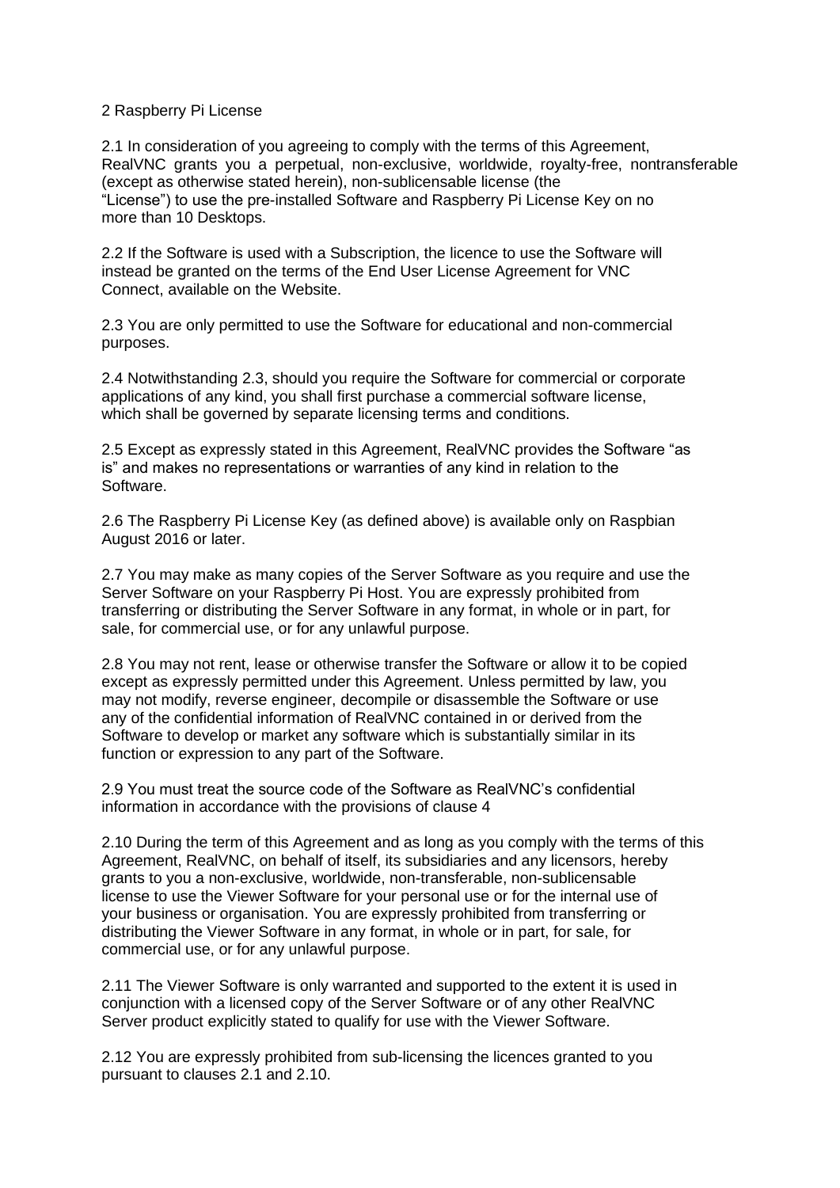## 2 Raspberry Pi License

2.1 In consideration of you agreeing to comply with the terms of this Agreement, RealVNC grants you a perpetual, non-exclusive, worldwide, royalty-free, nontransferable (except as otherwise stated herein), non-sublicensable license (the "License") to use the pre-installed Software and Raspberry Pi License Key on no more than 10 Desktops.

2.2 If the Software is used with a Subscription, the licence to use the Software will instead be granted on the terms of the End User License Agreement for VNC Connect, available on the Website.

2.3 You are only permitted to use the Software for educational and non-commercial purposes.

2.4 Notwithstanding 2.3, should you require the Software for commercial or corporate applications of any kind, you shall first purchase a commercial software license, which shall be governed by separate licensing terms and conditions.

2.5 Except as expressly stated in this Agreement, RealVNC provides the Software "as is" and makes no representations or warranties of any kind in relation to the Software.

2.6 The Raspberry Pi License Key (as defined above) is available only on Raspbian August 2016 or later.

2.7 You may make as many copies of the Server Software as you require and use the Server Software on your Raspberry Pi Host. You are expressly prohibited from transferring or distributing the Server Software in any format, in whole or in part, for sale, for commercial use, or for any unlawful purpose.

2.8 You may not rent, lease or otherwise transfer the Software or allow it to be copied except as expressly permitted under this Agreement. Unless permitted by law, you may not modify, reverse engineer, decompile or disassemble the Software or use any of the confidential information of RealVNC contained in or derived from the Software to develop or market any software which is substantially similar in its function or expression to any part of the Software.

2.9 You must treat the source code of the Software as RealVNC's confidential information in accordance with the provisions of clause 4

2.10 During the term of this Agreement and as long as you comply with the terms of this Agreement, RealVNC, on behalf of itself, its subsidiaries and any licensors, hereby grants to you a non-exclusive, worldwide, non-transferable, non-sublicensable license to use the Viewer Software for your personal use or for the internal use of your business or organisation. You are expressly prohibited from transferring or distributing the Viewer Software in any format, in whole or in part, for sale, for commercial use, or for any unlawful purpose.

2.11 The Viewer Software is only warranted and supported to the extent it is used in conjunction with a licensed copy of the Server Software or of any other RealVNC Server product explicitly stated to qualify for use with the Viewer Software.

2.12 You are expressly prohibited from sub-licensing the licences granted to you pursuant to clauses 2.1 and 2.10.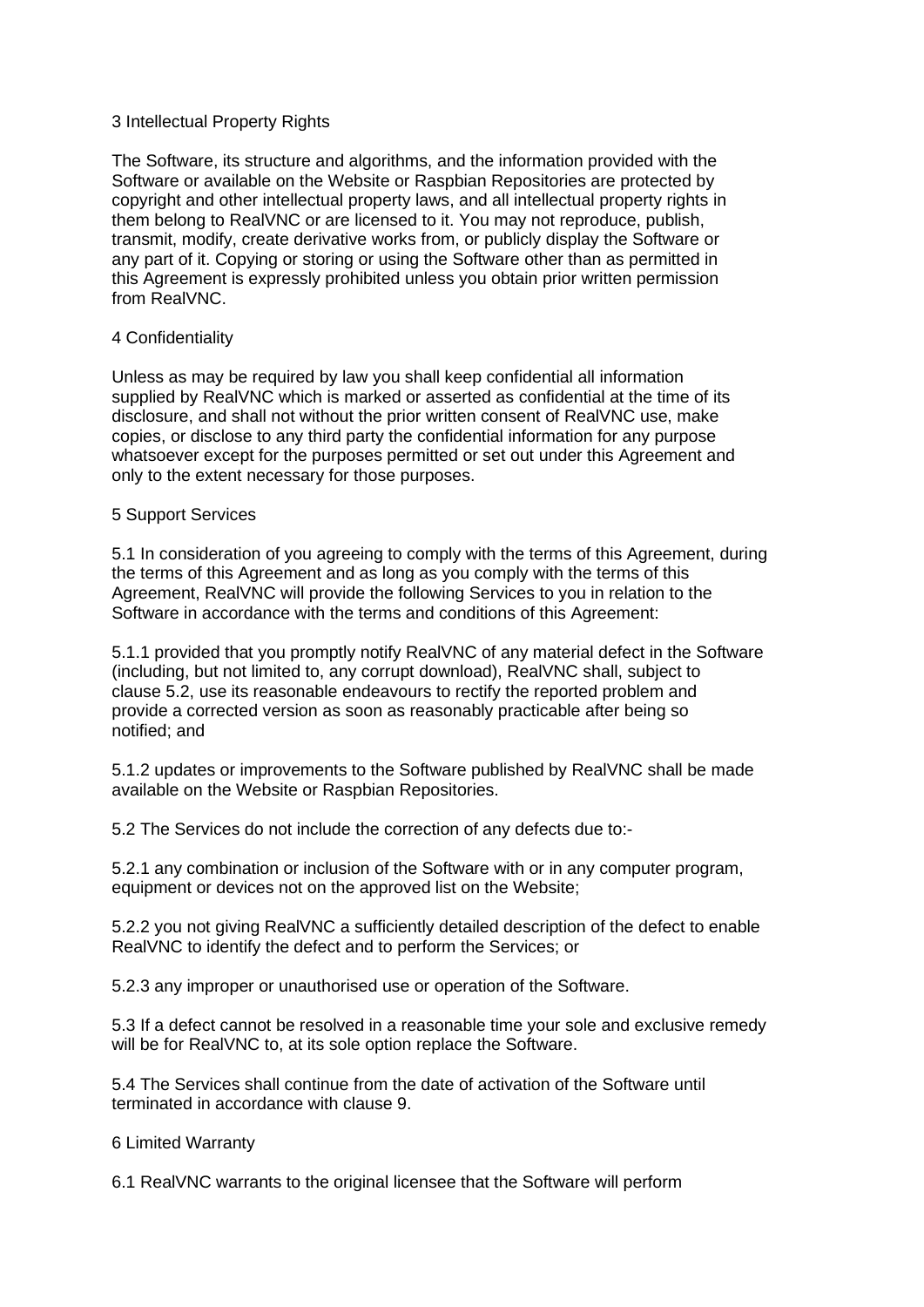## 3 Intellectual Property Rights

The Software, its structure and algorithms, and the information provided with the Software or available on the Website or Raspbian Repositories are protected by copyright and other intellectual property laws, and all intellectual property rights in them belong to RealVNC or are licensed to it. You may not reproduce, publish, transmit, modify, create derivative works from, or publicly display the Software or any part of it. Copying or storing or using the Software other than as permitted in this Agreement is expressly prohibited unless you obtain prior written permission from RealVNC.

## 4 Confidentiality

Unless as may be required by law you shall keep confidential all information supplied by RealVNC which is marked or asserted as confidential at the time of its disclosure, and shall not without the prior written consent of RealVNC use, make copies, or disclose to any third party the confidential information for any purpose whatsoever except for the purposes permitted or set out under this Agreement and only to the extent necessary for those purposes.

## 5 Support Services

5.1 In consideration of you agreeing to comply with the terms of this Agreement, during the terms of this Agreement and as long as you comply with the terms of this Agreement, RealVNC will provide the following Services to you in relation to the Software in accordance with the terms and conditions of this Agreement:

5.1.1 provided that you promptly notify RealVNC of any material defect in the Software (including, but not limited to, any corrupt download), RealVNC shall, subject to clause 5.2, use its reasonable endeavours to rectify the reported problem and provide a corrected version as soon as reasonably practicable after being so notified; and

5.1.2 updates or improvements to the Software published by RealVNC shall be made available on the Website or Raspbian Repositories.

5.2 The Services do not include the correction of any defects due to:-

5.2.1 any combination or inclusion of the Software with or in any computer program, equipment or devices not on the approved list on the Website;

5.2.2 you not giving RealVNC a sufficiently detailed description of the defect to enable RealVNC to identify the defect and to perform the Services; or

5.2.3 any improper or unauthorised use or operation of the Software.

5.3 If a defect cannot be resolved in a reasonable time your sole and exclusive remedy will be for RealVNC to, at its sole option replace the Software.

5.4 The Services shall continue from the date of activation of the Software until terminated in accordance with clause 9.

## 6 Limited Warranty

6.1 RealVNC warrants to the original licensee that the Software will perform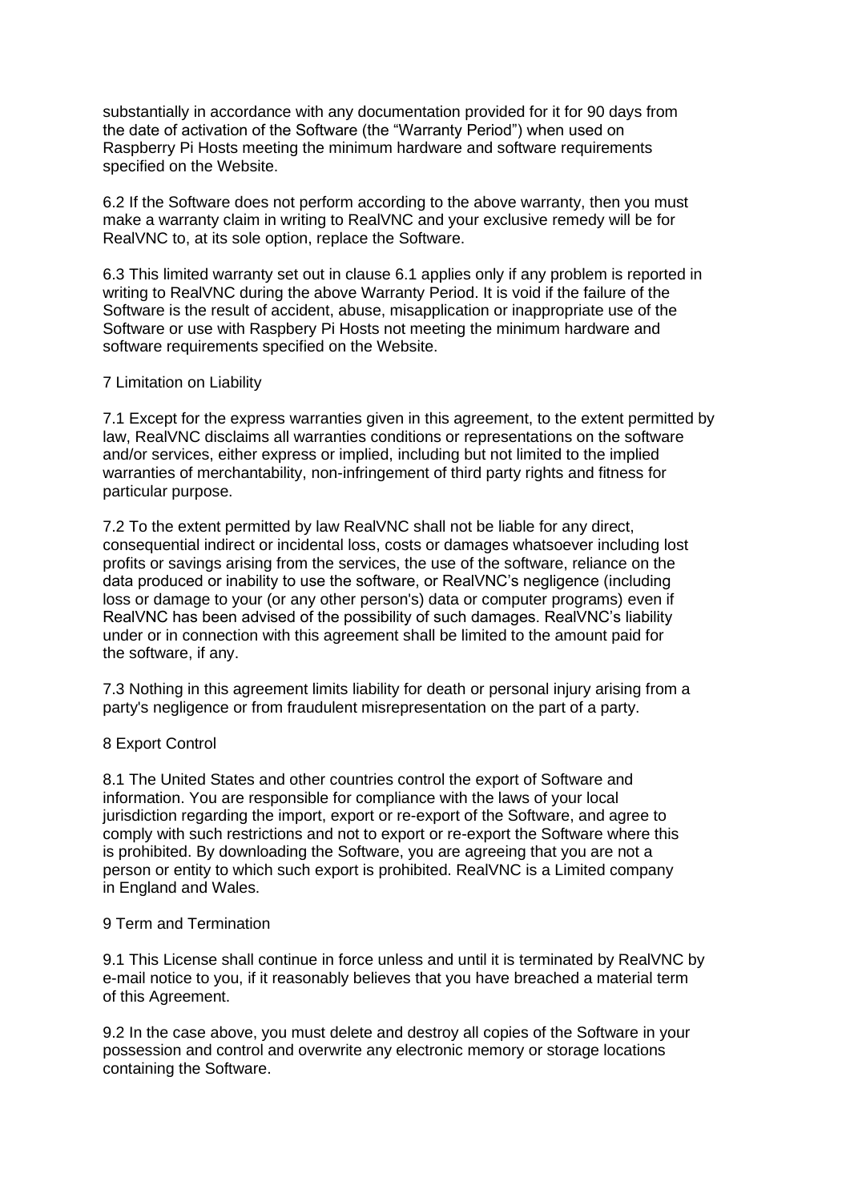substantially in accordance with any documentation provided for it for 90 days from the date of activation of the Software (the "Warranty Period") when used on Raspberry Pi Hosts meeting the minimum hardware and software requirements specified on the Website.

6.2 If the Software does not perform according to the above warranty, then you must make a warranty claim in writing to RealVNC and your exclusive remedy will be for RealVNC to, at its sole option, replace the Software.

6.3 This limited warranty set out in clause 6.1 applies only if any problem is reported in writing to RealVNC during the above Warranty Period. It is void if the failure of the Software is the result of accident, abuse, misapplication or inappropriate use of the Software or use with Raspbery Pi Hosts not meeting the minimum hardware and software requirements specified on the Website.

## 7 Limitation on Liability

7.1 Except for the express warranties given in this agreement, to the extent permitted by law, RealVNC disclaims all warranties conditions or representations on the software and/or services, either express or implied, including but not limited to the implied warranties of merchantability, non-infringement of third party rights and fitness for particular purpose.

7.2 To the extent permitted by law RealVNC shall not be liable for any direct, consequential indirect or incidental loss, costs or damages whatsoever including lost profits or savings arising from the services, the use of the software, reliance on the data produced or inability to use the software, or RealVNC's negligence (including loss or damage to your (or any other person's) data or computer programs) even if RealVNC has been advised of the possibility of such damages. RealVNC's liability under or in connection with this agreement shall be limited to the amount paid for the software, if any.

7.3 Nothing in this agreement limits liability for death or personal injury arising from a party's negligence or from fraudulent misrepresentation on the part of a party.

## 8 Export Control

8.1 The United States and other countries control the export of Software and information. You are responsible for compliance with the laws of your local jurisdiction regarding the import, export or re-export of the Software, and agree to comply with such restrictions and not to export or re-export the Software where this is prohibited. By downloading the Software, you are agreeing that you are not a person or entity to which such export is prohibited. RealVNC is a Limited company in England and Wales.

## 9 Term and Termination

9.1 This License shall continue in force unless and until it is terminated by RealVNC by e-mail notice to you, if it reasonably believes that you have breached a material term of this Agreement.

9.2 In the case above, you must delete and destroy all copies of the Software in your possession and control and overwrite any electronic memory or storage locations containing the Software.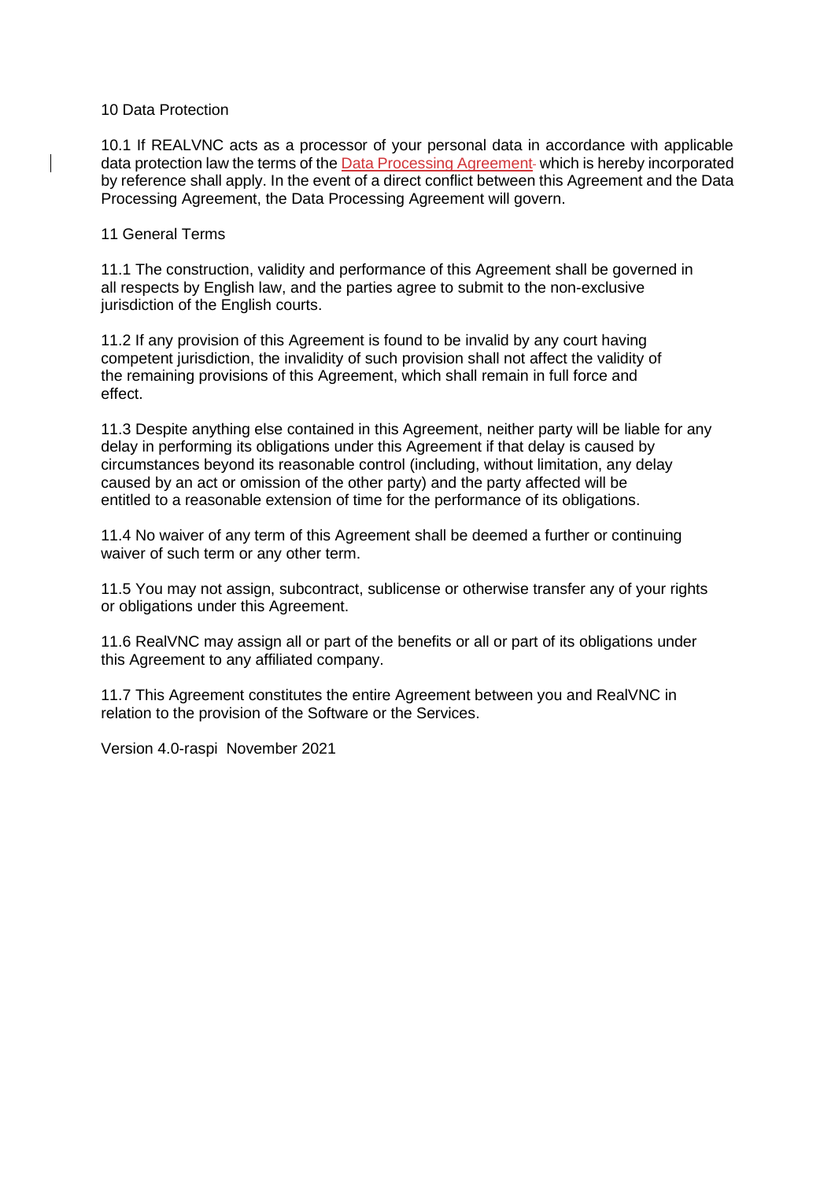## 10 Data Protection

10.1 If REALVNC acts as a processor of your personal data in accordance with applicable data protection law the terms of the Data Processing Agreement which is hereby incorporated by reference shall apply. In the event of a direct conflict between this Agreement and the Data Processing Agreement, the Data Processing Agreement will govern.

## 11 General Terms

11.1 The construction, validity and performance of this Agreement shall be governed in all respects by English law, and the parties agree to submit to the non-exclusive jurisdiction of the English courts.

11.2 If any provision of this Agreement is found to be invalid by any court having competent jurisdiction, the invalidity of such provision shall not affect the validity of the remaining provisions of this Agreement, which shall remain in full force and effect.

11.3 Despite anything else contained in this Agreement, neither party will be liable for any delay in performing its obligations under this Agreement if that delay is caused by circumstances beyond its reasonable control (including, without limitation, any delay caused by an act or omission of the other party) and the party affected will be entitled to a reasonable extension of time for the performance of its obligations.

11.4 No waiver of any term of this Agreement shall be deemed a further or continuing waiver of such term or any other term.

11.5 You may not assign, subcontract, sublicense or otherwise transfer any of your rights or obligations under this Agreement.

11.6 RealVNC may assign all or part of the benefits or all or part of its obligations under this Agreement to any affiliated company.

11.7 This Agreement constitutes the entire Agreement between you and RealVNC in relation to the provision of the Software or the Services.

Version 4.0-raspi November 2021